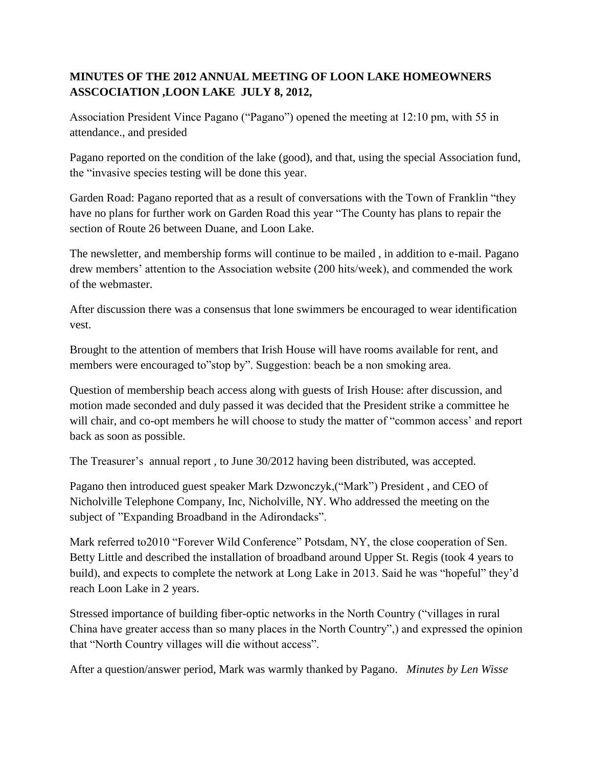**MINUTES OF THE 2012 ANNUAL MEETING OF LOON LAKE HOMEOWNERS ASSCOCIATION ,LOON LAKE JULY 8, 2012,**

Association President Vince Pagano ("Pagano") opened the meeting at 12:10 pm, with 55 in attendance., and presided

Pagano reported on the condition of the lake (good), and that, using the special Association fund, the "invasive species testing will be done this year.

Garden Road: Pagano reported that as a result of conversations with the Town of Franklin "they have no plans for further work on Garden Road this year "The County has plans to repair the section of Route 26 between Duane, and Loon Lake.

The newsletter, and membership forms will continue to be mailed , in addition to e-mail. Pagano drew members' attention to the Association website (200 hits/week), and commended the work of the webmaster.

After discussion there was a consensus that lone swimmers be encouraged to wear identification vest.

Brought to the attention of members that Irish House will have rooms available for rent, and members were encouraged to"stop by". Suggestion: beach be a non smoking area.

Question of membership beach access along with guests of Irish House: after discussion, and motion made seconded and duly passed it was decided that the President strike a committee he will chair, and co-opt members he will choose to study the matter of "common access' and report back as soon as possible.

The Treasurer's annual report , to June 30/2012 having been distributed, was accepted.

Pagano then introduced guest speaker Mark Dzwonczyk,("Mark") President , and CEO of Nicholville Telephone Company, Inc, Nicholville, NY. Who addressed the meeting on the subject of "Expanding Broadband in the Adirondacks".

Mark referred to2010 "Forever Wild Conference" Potsdam, NY, the close cooperation of Sen. Betty Little and described the installation of broadband around Upper St. Regis (took 4 years to build), and expects to complete the network at Long Lake in 2013. Said he was "hopeful" they'd reach Loon Lake in 2 years.

Stressed importance of building fiber-optic networks in the North Country ("villages in rural China have greater access than so many places in the North Country",) and expressed the opinion that "North Country villages will die without access".

After a question/answer period, Mark was warmly thanked by Pagano. *Minutes by Len Wisse*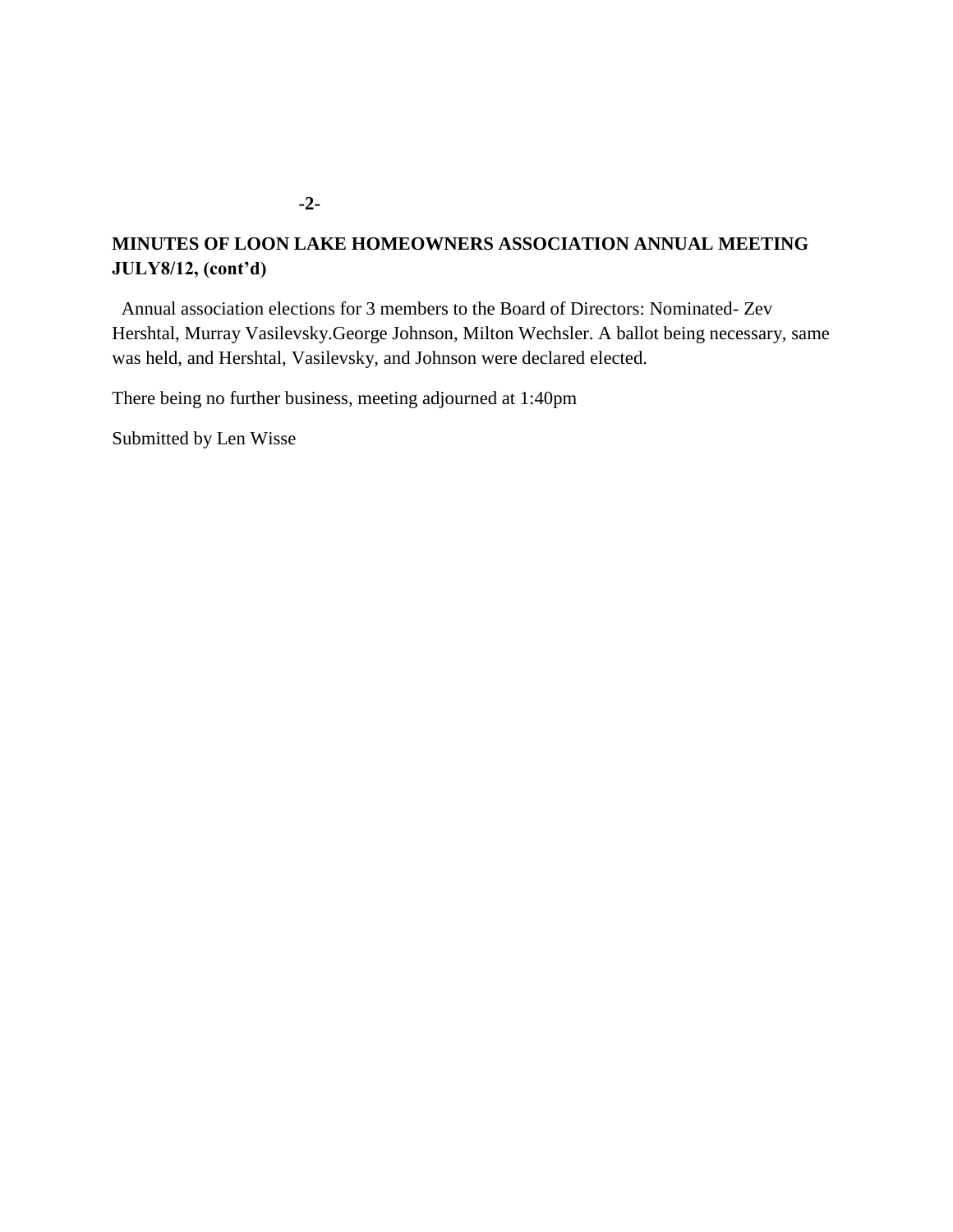**MINUTES OF LOON LAKE HOMEOWNERS ASSOCIATION ANNUAL MEETING JULY8/12, (cont'd)**

Annual association elections for 3 members to the Board of Directors: Nominated- Zev Hershtal, Murray Vasilevsky.George Johnson, Milton Wechsler. A ballot being necessary, same was held, and Hershtal, Vasilevsky, and Johnson were declared elected.

There being no further business, meeting adjourned at 1:40pm

Submitted by Len Wisse